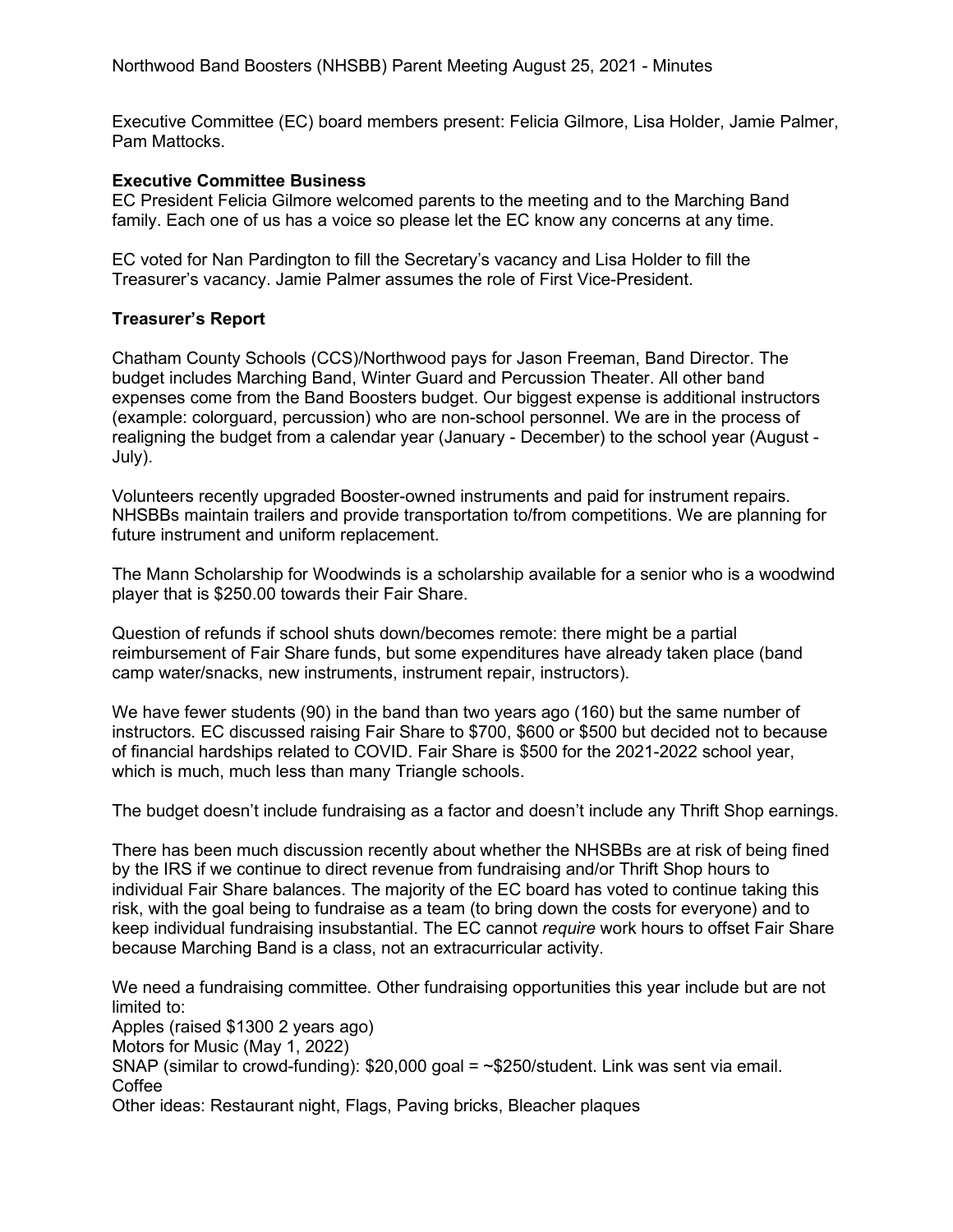Northwood Band Boosters (NHSBB) Parent Meeting August 25, 2021 - Minutes

Executive Committee (EC) board members present: Felicia Gilmore, Lisa Holder, Jamie Palmer, Pam Mattocks.

**Executive Committee Business**

EC President Felicia Gilmore welcomed parents to the meeting and to the Marching Band family. Each one of us has a voice so please let the EC know any concerns at any time.

EC voted for Nan Pardington to fill the Secretary's vacancy and Lisa Holder to fill the Treasurer's vacancy. Jamie Palmer assumes the role of First Vice-President.

**Treasurer's Report**

Chatham County Schools (CCS)/Northwood pays for Jason Freeman, Band Director. The budget includes Marching Band, Winter Guard and Percussion Theater. All other band expenses come from the Band Boosters budget. Our biggest expense is additional instructors (example: colorguard, percussion) who are non-school personnel. We are in the process of realigning the budget from a calendar year (January - December) to the school year (August - July).

Volunteers recently upgraded Booster-owned instruments and paid for instrument repairs. NHSBBs maintain trailers and provide transportation to/from competitions. We are planning for future instrument and uniform replacement.

The Mann Scholarship for Woodwinds is a scholarship available for a senior who is a woodwind player that is $250.00 towards their Fair Share.

Question of refunds if school shuts down/becomes remote: there might be a partial reimbursement of Fair Share funds, but some expenditures have already taken place (band camp water/snacks, new instruments, instrument repair, instructors).

We have fewer students (90) in the band than two years ago (160) but the same number of instructors. EC discussed raising Fair Share to $700, $600 or $500 but decided not to because of financial hardships related to COVID. Fair Share is $500 for the 2021-2022 school year, which is much, much less than many Triangle schools.

The budget doesn't include fundraising as a factor and doesn't include any Thrift Shop earnings.

There has been much discussion recently about whether the NHSBBs are at risk of being fined by the IRS if we continue to direct revenue from fundraising and/or Thrift Shop hours to individual Fair Share balances. The majority of the EC board has voted to continue taking this risk, with the goal being to fundraise as a team (to bring down the costs for everyone) and to keep individual fundraising insubstantial. The EC cannot *require* work hours to offset Fair Share because Marching Band is a class, not an extracurricular activity.

We need a fundraising committee. Other fundraising opportunities this year include but are not limited to:

Apples (raised $1300 2 years ago)
Motors for Music (May 1, 2022)
SNAP (similar to crowd-funding): $20,000 goal = ~$250/student. Link was sent via email.
Coffee
Other ideas: Restaurant night, Flags, Paving bricks, Bleacher plaques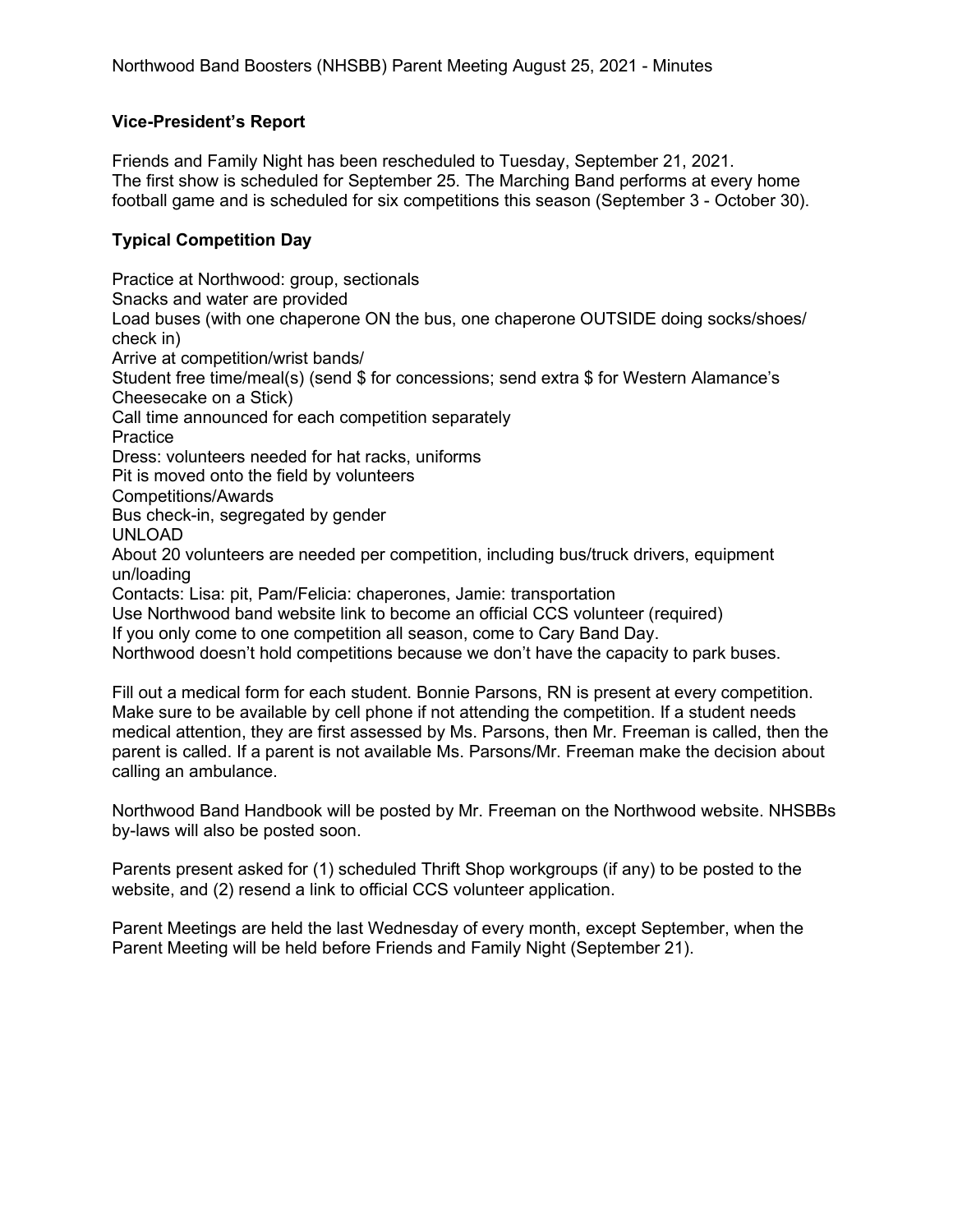Northwood Band Boosters (NHSBB) Parent Meeting August 25, 2021 - Minutes

**Vice-President's Report**

Friends and Family Night has been rescheduled to Tuesday, September 21, 2021.
The first show is scheduled for September 25. The Marching Band performs at every home football game and is scheduled for six competitions this season (September 3 - October 30).

**Typical Competition Day**

Practice at Northwood: group, sectionals
Snacks and water are provided
Load buses (with one chaperone ON the bus, one chaperone OUTSIDE doing socks/shoes/check in)
Arrive at competition/wrist bands/
Student free time/meal(s) (send $ for concessions; send extra $ for Western Alamance's Cheesecake on a Stick)
Call time announced for each competition separately
Practice
Dress: volunteers needed for hat racks, uniforms
Pit is moved onto the field by volunteers
Competitions/Awards
Bus check-in, segregated by gender
UNLOAD
About 20 volunteers are needed per competition, including bus/truck drivers, equipment un/loading
Contacts: Lisa: pit, Pam/Felicia: chaperones, Jamie: transportation
Use Northwood band website link to become an official CCS volunteer (required)
If you only come to one competition all season, come to Cary Band Day.
Northwood doesn't hold competitions because we don't have the capacity to park buses.

Fill out a medical form for each student. Bonnie Parsons, RN is present at every competition. Make sure to be available by cell phone if not attending the competition. If a student needs medical attention, they are first assessed by Ms. Parsons, then Mr. Freeman is called, then the parent is called. If a parent is not available Ms. Parsons/Mr. Freeman make the decision about calling an ambulance.

Northwood Band Handbook will be posted by Mr. Freeman on the Northwood website. NHSBBs by-laws will also be posted soon.

Parents present asked for (1) scheduled Thrift Shop workgroups (if any) to be posted to the website, and (2) resend a link to official CCS volunteer application.

Parent Meetings are held the last Wednesday of every month, except September, when the Parent Meeting will be held before Friends and Family Night (September 21).